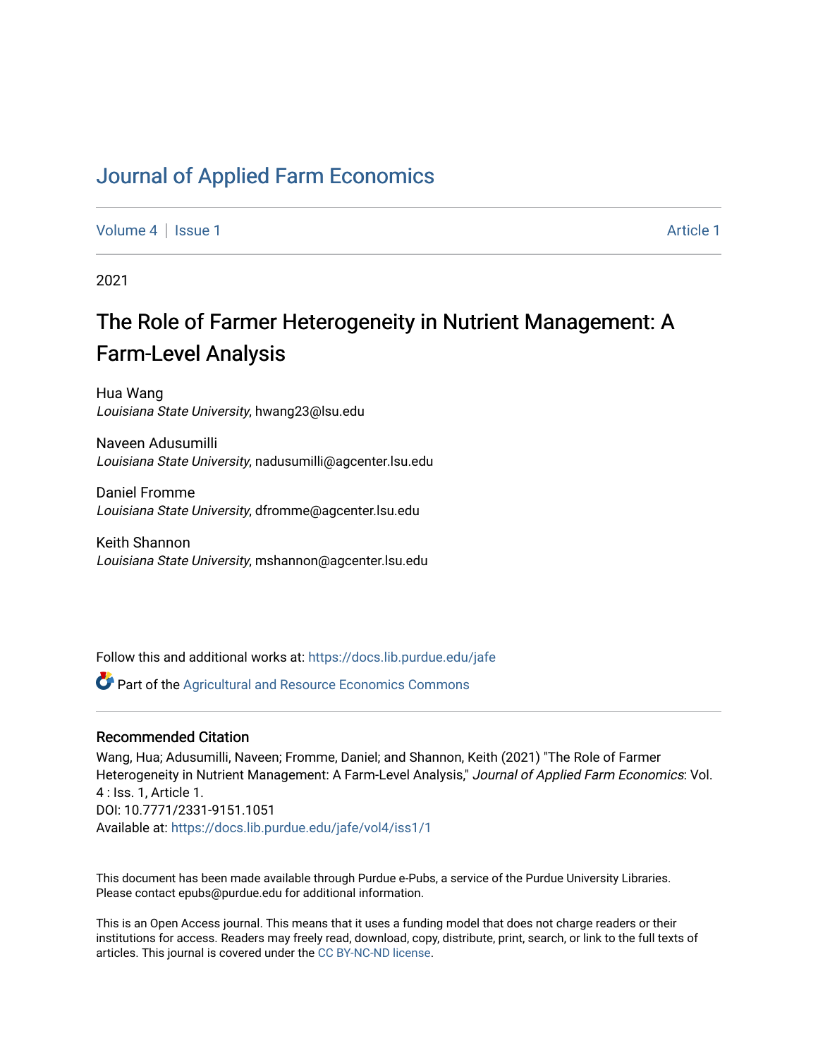# Journal of Applied Farm Economics

Volume 4 | Issue 1 Article 1

2021

## The Role of Farmer Heterogeneity in Nutrient Management: A Farm-Level Analysis

Hua Wang
*Louisiana State University*, hwang23@lsu.edu

Naveen Adusumilli
*Louisiana State University*, nadusumilli@agcenter.lsu.edu

Daniel Fromme
*Louisiana State University*, dfromme@agcenter.lsu.edu

Keith Shannon
*Louisiana State University*, mshannon@agcenter.lsu.edu

Follow this and additional works at: https://docs.lib.purdue.edu/jafe

Part of the Agricultural and Resource Economics Commons

### Recommended Citation

Wang, Hua; Adusumilli, Naveen; Fromme, Daniel; and Shannon, Keith (2021) "The Role of Farmer Heterogeneity in Nutrient Management: A Farm-Level Analysis," *Journal of Applied Farm Economics*: Vol. 4 : Iss. 1, Article 1.
DOI: 10.7771/2331-9151.1051
Available at: https://docs.lib.purdue.edu/jafe/vol4/iss1/1

This document has been made available through Purdue e-Pubs, a service of the Purdue University Libraries. Please contact epubs@purdue.edu for additional information.

This is an Open Access journal. This means that it uses a funding model that does not charge readers or their institutions for access. Readers may freely read, download, copy, distribute, print, search, or link to the full texts of articles. This journal is covered under the CC BY-NC-ND license.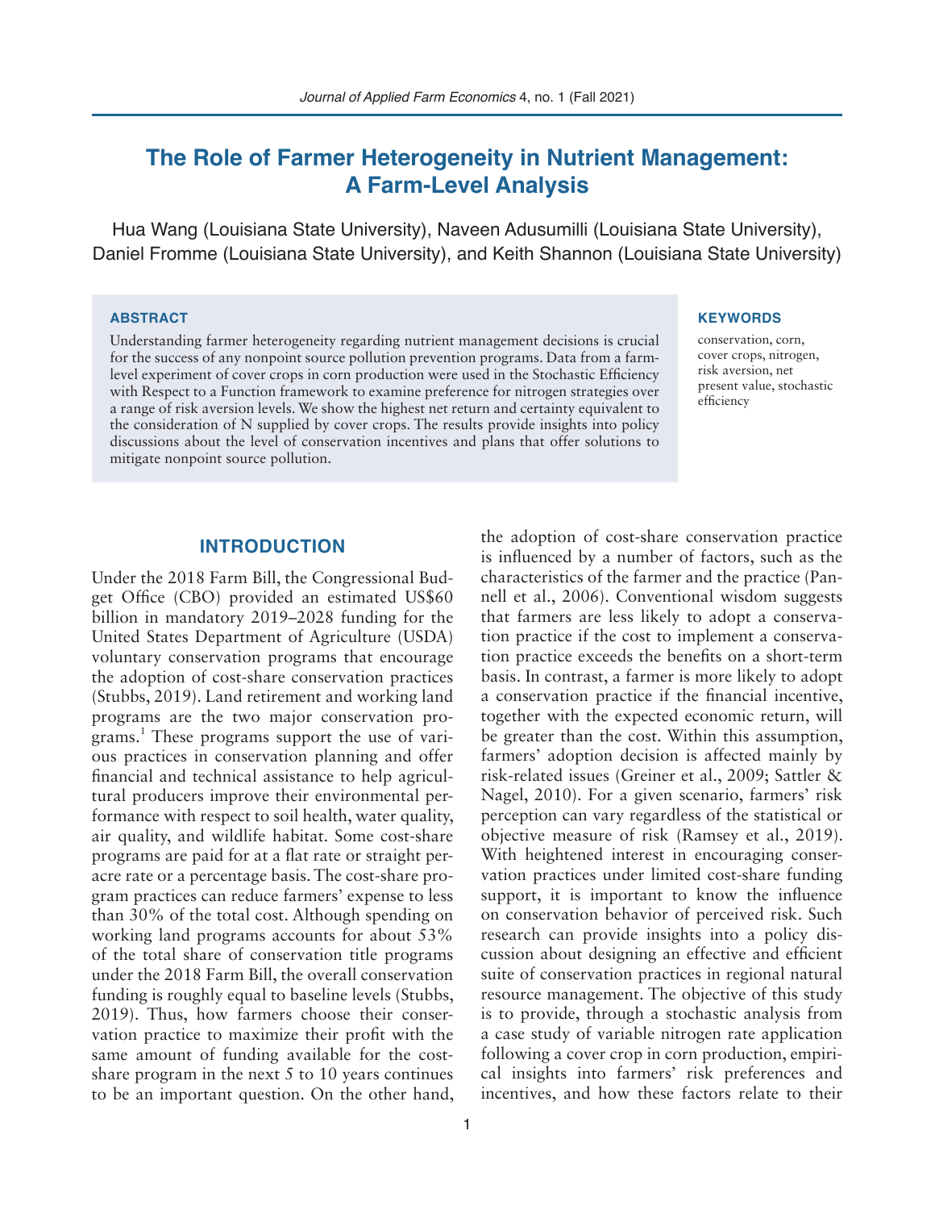# The Role of Farmer Heterogeneity in Nutrient Management: A Farm-Level Analysis

Hua Wang (Louisiana State University), Naveen Adusumilli (Louisiana State University), Daniel Fromme (Louisiana State University), and Keith Shannon (Louisiana State University)

### ABSTRACT

Understanding farmer heterogeneity regarding nutrient management decisions is crucial for the success of any nonpoint source pollution prevention programs. Data from a farm-level experiment of cover crops in corn production were used in the Stochastic Efficiency with Respect to a Function framework to examine preference for nitrogen strategies over a range of risk aversion levels. We show the highest net return and certainty equivalent to the consideration of N supplied by cover crops. The results provide insights into policy discussions about the level of conservation incentives and plans that offer solutions to mitigate nonpoint source pollution.

### KEYWORDS

conservation, corn, cover crops, nitrogen, risk aversion, net present value, stochastic efficiency

## INTRODUCTION

Under the 2018 Farm Bill, the Congressional Budget Office (CBO) provided an estimated US$60 billion in mandatory 2019–2028 funding for the United States Department of Agriculture (USDA) voluntary conservation programs that encourage the adoption of cost-share conservation practices (Stubbs, 2019). Land retirement and working land programs are the two major conservation programs.[1] These programs support the use of various practices in conservation planning and offer financial and technical assistance to help agricultural producers improve their environmental performance with respect to soil health, water quality, air quality, and wildlife habitat. Some cost-share programs are paid for at a flat rate or straight per-acre rate or a percentage basis. The cost-share program practices can reduce farmers' expense to less than 30% of the total cost. Although spending on working land programs accounts for about 53% of the total share of conservation title programs under the 2018 Farm Bill, the overall conservation funding is roughly equal to baseline levels (Stubbs, 2019). Thus, how farmers choose their conservation practice to maximize their profit with the same amount of funding available for the cost-share program in the next 5 to 10 years continues to be an important question. On the other hand, the adoption of cost-share conservation practice is influenced by a number of factors, such as the characteristics of the farmer and the practice (Pannell et al., 2006). Conventional wisdom suggests that farmers are less likely to adopt a conservation practice if the cost to implement a conservation practice exceeds the benefits on a short-term basis. In contrast, a farmer is more likely to adopt a conservation practice if the financial incentive, together with the expected economic return, will be greater than the cost. Within this assumption, farmers' adoption decision is affected mainly by risk-related issues (Greiner et al., 2009; Sattler & Nagel, 2010). For a given scenario, farmers' risk perception can vary regardless of the statistical or objective measure of risk (Ramsey et al., 2019). With heightened interest in encouraging conservation practices under limited cost-share funding support, it is important to know the influence on conservation behavior of perceived risk. Such research can provide insights into a policy discussion about designing an effective and efficient suite of conservation practices in regional natural resource management. The objective of this study is to provide, through a stochastic analysis from a case study of variable nitrogen rate application following a cover crop in corn production, empirical insights into farmers' risk preferences and incentives, and how these factors relate to their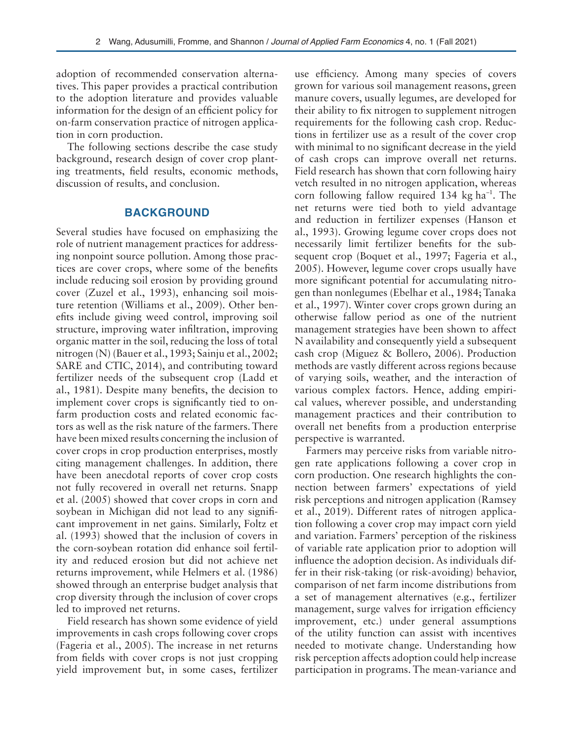adoption of recommended conservation alternatives. This paper provides a practical contribution to the adoption literature and provides valuable information for the design of an efficient policy for on-farm conservation practice of nitrogen application in corn production.

The following sections describe the case study background, research design of cover crop planting treatments, field results, economic methods, discussion of results, and conclusion.

## BACKGROUND

Several studies have focused on emphasizing the role of nutrient management practices for addressing nonpoint source pollution. Among those practices are cover crops, where some of the benefits include reducing soil erosion by providing ground cover (Zuzel et al., 1993), enhancing soil moisture retention (Williams et al., 2009). Other benefits include giving weed control, improving soil structure, improving water infiltration, improving organic matter in the soil, reducing the loss of total nitrogen (N) (Bauer et al., 1993; Sainju et al., 2002; SARE and CTIC, 2014), and contributing toward fertilizer needs of the subsequent crop (Ladd et al., 1981). Despite many benefits, the decision to implement cover crops is significantly tied to on-farm production costs and related economic factors as well as the risk nature of the farmers. There have been mixed results concerning the inclusion of cover crops in crop production enterprises, mostly citing management challenges. In addition, there have been anecdotal reports of cover crop costs not fully recovered in overall net returns. Snapp et al. (2005) showed that cover crops in corn and soybean in Michigan did not lead to any significant improvement in net gains. Similarly, Foltz et al. (1993) showed that the inclusion of covers in the corn-soybean rotation did enhance soil fertility and reduced erosion but did not achieve net returns improvement, while Helmers et al. (1986) showed through an enterprise budget analysis that crop diversity through the inclusion of cover crops led to improved net returns.

Field research has shown some evidence of yield improvements in cash crops following cover crops (Fageria et al., 2005). The increase in net returns from fields with cover crops is not just cropping yield improvement but, in some cases, fertilizer use efficiency. Among many species of covers grown for various soil management reasons, green manure covers, usually legumes, are developed for their ability to fix nitrogen to supplement nitrogen requirements for the following cash crop. Reductions in fertilizer use as a result of the cover crop with minimal to no significant decrease in the yield of cash crops can improve overall net returns. Field research has shown that corn following hairy vetch resulted in no nitrogen application, whereas corn following fallow required 134 kg ha$^{-1}$. The net returns were tied both to yield advantage and reduction in fertilizer expenses (Hanson et al., 1993). Growing legume cover crops does not necessarily limit fertilizer benefits for the subsequent crop (Boquet et al., 1997; Fageria et al., 2005). However, legume cover crops usually have more significant potential for accumulating nitrogen than nonlegumes (Ebelhar et al., 1984; Tanaka et al., 1997). Winter cover crops grown during an otherwise fallow period as one of the nutrient management strategies have been shown to affect N availability and consequently yield a subsequent cash crop (Miguez & Bollero, 2006). Production methods are vastly different across regions because of varying soils, weather, and the interaction of various complex factors. Hence, adding empirical values, wherever possible, and understanding management practices and their contribution to overall net benefits from a production enterprise perspective is warranted.

Farmers may perceive risks from variable nitrogen rate applications following a cover crop in corn production. One research highlights the connection between farmers' expectations of yield risk perceptions and nitrogen application (Ramsey et al., 2019). Different rates of nitrogen application following a cover crop may impact corn yield and variation. Farmers' perception of the riskiness of variable rate application prior to adoption will influence the adoption decision. As individuals differ in their risk-taking (or risk-avoiding) behavior, comparison of net farm income distributions from a set of management alternatives (e.g., fertilizer management, surge valves for irrigation efficiency improvement, etc.) under general assumptions of the utility function can assist with incentives needed to motivate change. Understanding how risk perception affects adoption could help increase participation in programs. The mean-variance and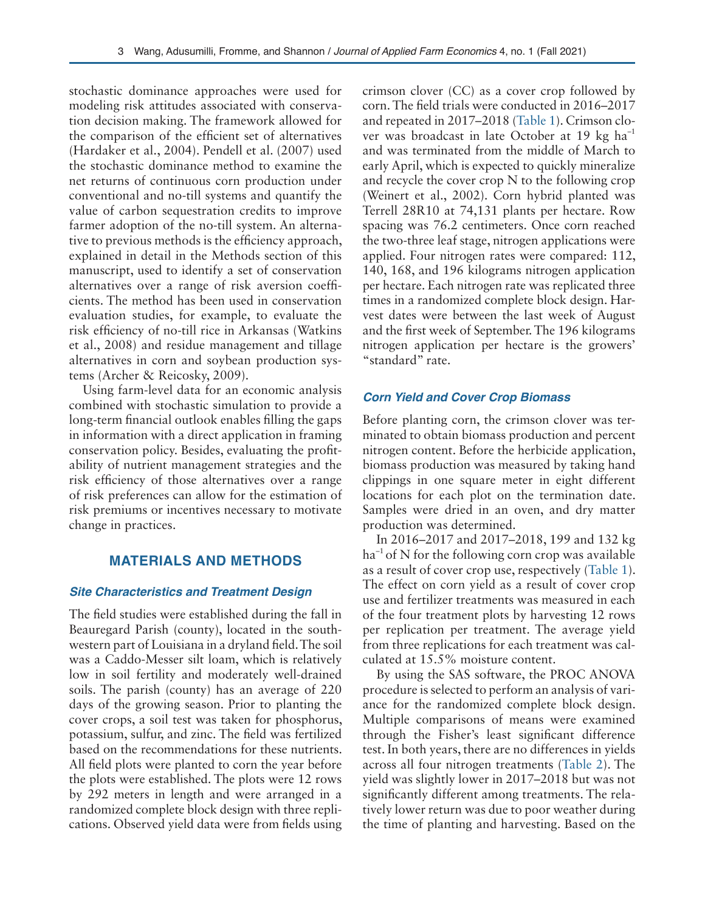stochastic dominance approaches were used for modeling risk attitudes associated with conservation decision making. The framework allowed for the comparison of the efficient set of alternatives (Hardaker et al., 2004). Pendell et al. (2007) used the stochastic dominance method to examine the net returns of continuous corn production under conventional and no-till systems and quantify the value of carbon sequestration credits to improve farmer adoption of the no-till system. An alternative to previous methods is the efficiency approach, explained in detail in the Methods section of this manuscript, used to identify a set of conservation alternatives over a range of risk aversion coefficients. The method has been used in conservation evaluation studies, for example, to evaluate the risk efficiency of no-till rice in Arkansas (Watkins et al., 2008) and residue management and tillage alternatives in corn and soybean production systems (Archer & Reicosky, 2009).

Using farm-level data for an economic analysis combined with stochastic simulation to provide a long-term financial outlook enables filling the gaps in information with a direct application in framing conservation policy. Besides, evaluating the profitability of nutrient management strategies and the risk efficiency of those alternatives over a range of risk preferences can allow for the estimation of risk premiums or incentives necessary to motivate change in practices.

## MATERIALS AND METHODS

### *Site Characteristics and Treatment Design*

The field studies were established during the fall in Beauregard Parish (county), located in the southwestern part of Louisiana in a dryland field. The soil was a Caddo-Messer silt loam, which is relatively low in soil fertility and moderately well-drained soils. The parish (county) has an average of 220 days of the growing season. Prior to planting the cover crops, a soil test was taken for phosphorus, potassium, sulfur, and zinc. The field was fertilized based on the recommendations for these nutrients. All field plots were planted to corn the year before the plots were established. The plots were 12 rows by 292 meters in length and were arranged in a randomized complete block design with three replications. Observed yield data were from fields using crimson clover (CC) as a cover crop followed by corn. The field trials were conducted in 2016–2017 and repeated in 2017–2018 (Table 1). Crimson clover was broadcast in late October at 19 kg ha$^{-1}$ and was terminated from the middle of March to early April, which is expected to quickly mineralize and recycle the cover crop N to the following crop (Weinert et al., 2002). Corn hybrid planted was Terrell 28R10 at 74,131 plants per hectare. Row spacing was 76.2 centimeters. Once corn reached the two-three leaf stage, nitrogen applications were applied. Four nitrogen rates were compared: 112, 140, 168, and 196 kilograms nitrogen application per hectare. Each nitrogen rate was replicated three times in a randomized complete block design. Harvest dates were between the last week of August and the first week of September. The 196 kilograms nitrogen application per hectare is the growers' "standard" rate.

### *Corn Yield and Cover Crop Biomass*

Before planting corn, the crimson clover was terminated to obtain biomass production and percent nitrogen content. Before the herbicide application, biomass production was measured by taking hand clippings in one square meter in eight different locations for each plot on the termination date. Samples were dried in an oven, and dry matter production was determined.

In 2016–2017 and 2017–2018, 199 and 132 kg ha$^{-1}$ of N for the following corn crop was available as a result of cover crop use, respectively (Table 1). The effect on corn yield as a result of cover crop use and fertilizer treatments was measured in each of the four treatment plots by harvesting 12 rows per replication per treatment. The average yield from three replications for each treatment was calculated at 15.5% moisture content.

By using the SAS software, the PROC ANOVA procedure is selected to perform an analysis of variance for the randomized complete block design. Multiple comparisons of means were examined through the Fisher's least significant difference test. In both years, there are no differences in yields across all four nitrogen treatments (Table 2). The yield was slightly lower in 2017–2018 but was not significantly different among treatments. The relatively lower return was due to poor weather during the time of planting and harvesting. Based on the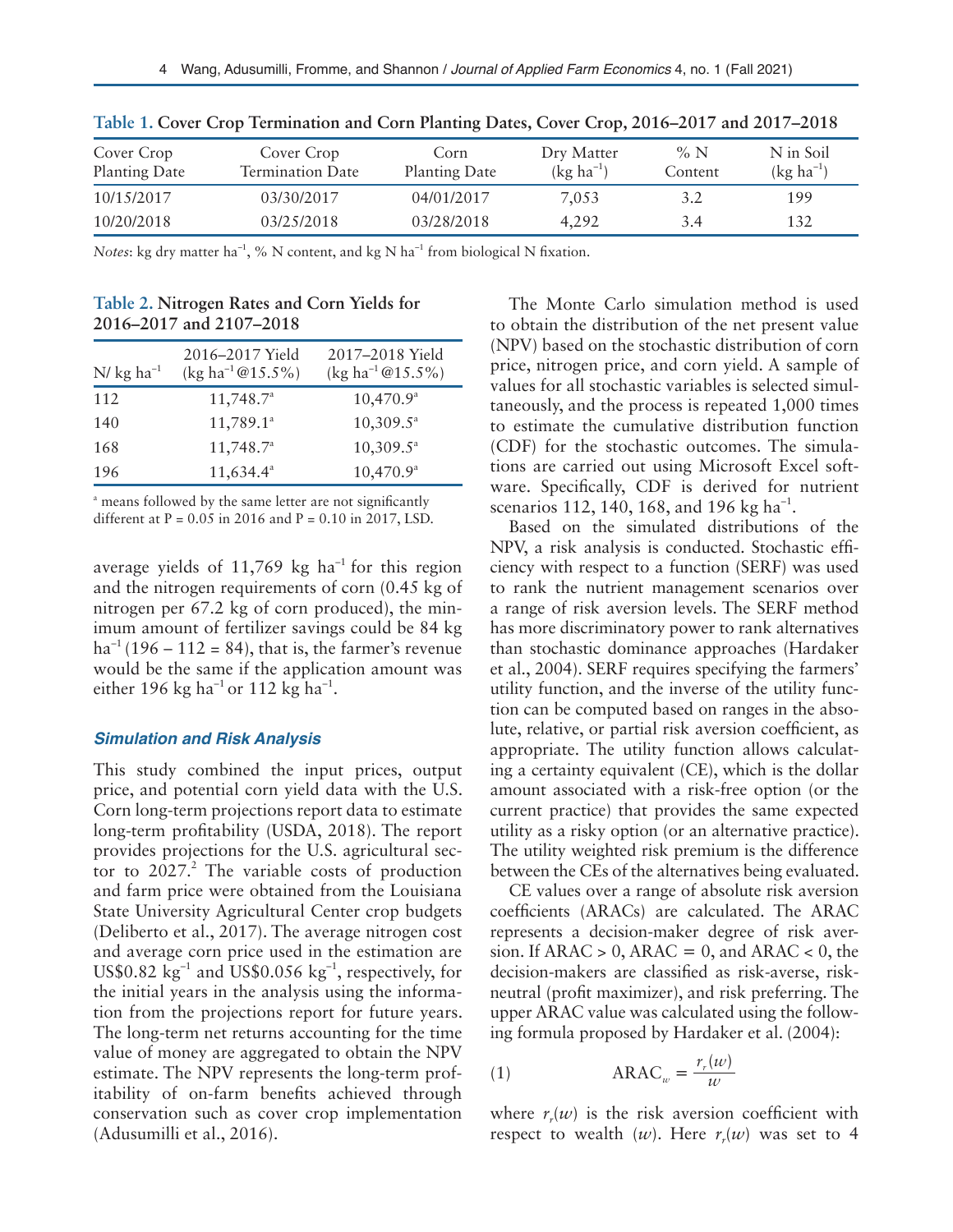**Table 1. Cover Crop Termination and Corn Planting Dates, Cover Crop, 2016–2017 and 2017–2018**

| Cover Crop Planting Date | Cover Crop Termination Date | Corn Planting Date | Dry Matter (kg ha$^{-1}$) | % N Content | N in Soil (kg ha$^{-1}$) |
|---|---|---|---|---|---|
| 10/15/2017 | 03/30/2017 | 04/01/2017 | 7,053 | 3.2 | 199 |
| 10/20/2018 | 03/25/2018 | 03/28/2018 | 4,292 | 3.4 | 132 |

*Notes*: kg dry matter ha$^{-1}$, % N content, and kg N ha$^{-1}$ from biological N fixation.

**Table 2. Nitrogen Rates and Corn Yields for 2016–2017 and 2107–2018**

| N/ kg ha$^{-1}$ | 2016–2017 Yield (kg ha$^{-1}$@15.5%) | 2017–2018 Yield (kg ha$^{-1}$@15.5%) |
|---|---|---|
| 112 | 11,748.7[a] | 10,470.9[a] |
| 140 | 11,789.1[a] | 10,309.5[a] |
| 168 | 11,748.7[a] | 10,309.5[a] |
| 196 | 11,634.4[a] | 10,470.9[a] |

[a] means followed by the same letter are not significantly different at P = 0.05 in 2016 and P = 0.10 in 2017, LSD.

average yields of 11,769 kg ha$^{-1}$ for this region and the nitrogen requirements of corn (0.45 kg of nitrogen per 67.2 kg of corn produced), the minimum amount of fertilizer savings could be 84 kg ha$^{-1}$ (196 – 112 = 84), that is, the farmer's revenue would be the same if the application amount was either 196 kg ha$^{-1}$ or 112 kg ha$^{-1}$.

### *Simulation and Risk Analysis*

This study combined the input prices, output price, and potential corn yield data with the U.S. Corn long-term projections report data to estimate long-term profitability (USDA, 2018). The report provides projections for the U.S. agricultural sector to 2027.[2] The variable costs of production and farm price were obtained from the Louisiana State University Agricultural Center crop budgets (Deliberto et al., 2017). The average nitrogen cost and average corn price used in the estimation are US\$0.82 kg$^{-1}$ and US\$0.056 kg$^{-1}$, respectively, for the initial years in the analysis using the information from the projections report for future years. The long-term net returns accounting for the time value of money are aggregated to obtain the NPV estimate. The NPV represents the long-term profitability of on-farm benefits achieved through conservation such as cover crop implementation (Adusumilli et al., 2016).

The Monte Carlo simulation method is used to obtain the distribution of the net present value (NPV) based on the stochastic distribution of corn price, nitrogen price, and corn yield. A sample of values for all stochastic variables is selected simultaneously, and the process is repeated 1,000 times to estimate the cumulative distribution function (CDF) for the stochastic outcomes. The simulations are carried out using Microsoft Excel software. Specifically, CDF is derived for nutrient scenarios 112, 140, 168, and 196 kg ha$^{-1}$.

Based on the simulated distributions of the NPV, a risk analysis is conducted. Stochastic efficiency with respect to a function (SERF) was used to rank the nutrient management scenarios over a range of risk aversion levels. The SERF method has more discriminatory power to rank alternatives than stochastic dominance approaches (Hardaker et al., 2004). SERF requires specifying the farmers' utility function, and the inverse of the utility function can be computed based on ranges in the absolute, relative, or partial risk aversion coefficient, as appropriate. The utility function allows calculating a certainty equivalent (CE), which is the dollar amount associated with a risk-free option (or the current practice) that provides the same expected utility as a risky option (or an alternative practice). The utility weighted risk premium is the difference between the CEs of the alternatives being evaluated.

CE values over a range of absolute risk aversion coefficients (ARACs) are calculated. The ARAC represents a decision-maker degree of risk aversion. If ARAC > 0, ARAC = 0, and ARAC < 0, the decision-makers are classified as risk-averse, risk-neutral (profit maximizer), and risk preferring. The upper ARAC value was calculated using the following formula proposed by Hardaker et al. (2004):

$$\text{ARAC}_w = \frac{r_r(w)}{w} \tag{1}$$

where $r_r(w)$ is the risk aversion coefficient with respect to wealth ($w$). Here $r_r(w)$ was set to 4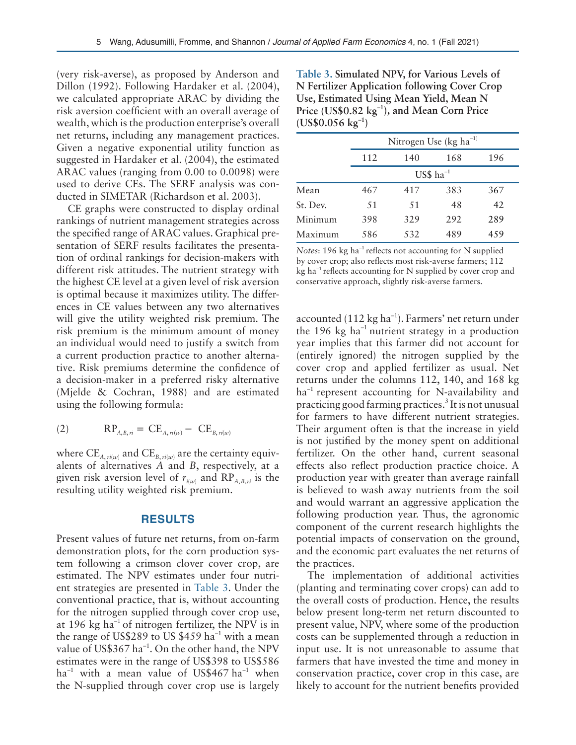(very risk-averse), as proposed by Anderson and Dillon (1992). Following Hardaker et al. (2004), we calculated appropriate ARAC by dividing the risk aversion coefficient with an overall average of wealth, which is the production enterprise's overall net returns, including any management practices. Given a negative exponential utility function as suggested in Hardaker et al. (2004), the estimated ARAC values (ranging from 0.00 to 0.0098) were used to derive CEs. The SERF analysis was conducted in SIMETAR (Richardson et al. 2003).

CE graphs were constructed to display ordinal rankings of nutrient management strategies across the specified range of ARAC values. Graphical presentation of SERF results facilitates the presentation of ordinal rankings for decision-makers with different risk attitudes. The nutrient strategy with the highest CE level at a given level of risk aversion is optimal because it maximizes utility. The differences in CE values between any two alternatives will give the utility weighted risk premium. The risk premium is the minimum amount of money an individual would need to justify a switch from a current production practice to another alternative. Risk premiums determine the confidence of a decision-maker in a preferred risky alternative (Mjelde & Cochran, 1988) and are estimated using the following formula:

$$(2) \qquad RP_{A,B,ri} = CE_{A,ri(w)} - CE_{B,ri(w)}$$

where $CE_{A,ri(w)}$ and $CE_{B,ri(w)}$ are the certainty equivalents of alternatives *A* and *B*, respectively, at a given risk aversion level of $r_{i(w)}$ and $RP_{A,B,ri}$ is the resulting utility weighted risk premium.

## RESULTS

Present values of future net returns, from on-farm demonstration plots, for the corn production system following a crimson clover cover crop, are estimated. The NPV estimates under four nutrient strategies are presented in Table 3. Under the conventional practice, that is, without accounting for the nitrogen supplied through cover crop use, at 196 kg ha$^{-1}$ of nitrogen fertilizer, the NPV is in the range of US\$289 to US \$459 ha$^{-1}$ with a mean value of US\$367 ha$^{-1}$. On the other hand, the NPV estimates were in the range of US\$398 to US\$586 ha$^{-1}$ with a mean value of US\$467 ha$^{-1}$ when the N-supplied through cover crop use is largely accounted (112 kg ha$^{-1}$). Farmers' net return under the 196 kg ha$^{-1}$ nutrient strategy in a production year implies that this farmer did not account for (entirely ignored) the nitrogen supplied by the cover crop and applied fertilizer as usual. Net returns under the columns 112, 140, and 168 kg ha$^{-1}$ represent accounting for N-availability and practicing good farming practices.[3] It is not unusual for farmers to have different nutrient strategies. Their argument often is that the increase in yield is not justified by the money spent on additional fertilizer. On the other hand, current seasonal effects also reflect production practice choice. A production year with greater than average rainfall is believed to wash away nutrients from the soil and would warrant an aggressive application the following production year. Thus, the agronomic component of the current research highlights the potential impacts of conservation on the ground, and the economic part evaluates the net returns of the practices.

**Table 3. Simulated NPV, for Various Levels of N Fertilizer Application following Cover Crop Use, Estimated Using Mean Yield, Mean N Price (US\$0.82 kg$^{-1}$), and Mean Corn Price (US\$0.056 kg$^{-1}$)**

| | Nitrogen Use (kg ha$^{-1}$) | | | |
|---|---|---|---|---|
| | 112 | 140 | 168 | 196 |
| | US\$ ha$^{-1}$ | | | |
| Mean | 467 | 417 | 383 | 367 |
| St. Dev. | 51 | 51 | 48 | 42 |
| Minimum | 398 | 329 | 292 | 289 |
| Maximum | 586 | 532 | 489 | 459 |

*Notes*: 196 kg ha$^{-1}$ reflects not accounting for N supplied by cover crop; also reflects most risk-averse farmers; 112 kg ha$^{-1}$ reflects accounting for N supplied by cover crop and conservative approach, slightly risk-averse farmers.

The implementation of additional activities (planting and terminating cover crops) can add to the overall costs of production. Hence, the results below present long-term net return discounted to present value, NPV, where some of the production costs can be supplemented through a reduction in input use. It is not unreasonable to assume that farmers that have invested the time and money in conservation practice, cover crop in this case, are likely to account for the nutrient benefits provided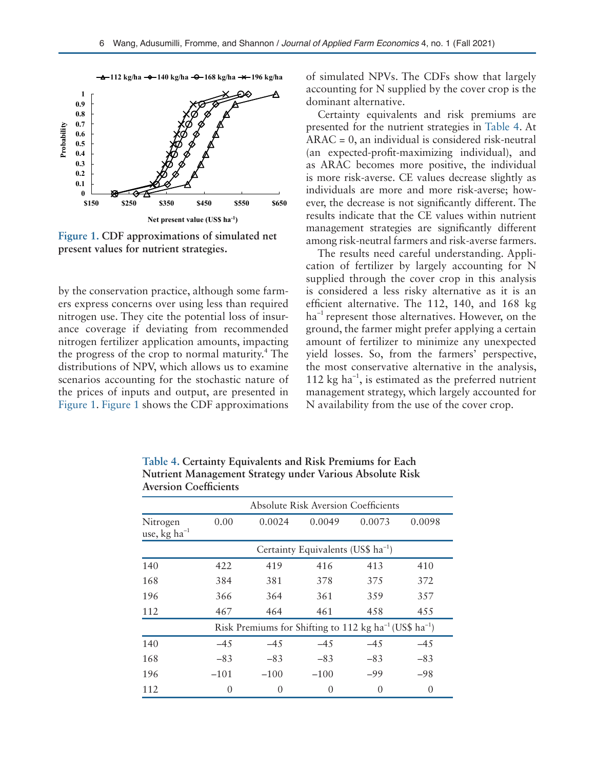Figure 1. CDF approximations of simulated net present values for nutrient strategies.

by the conservation practice, although some farmers express concerns over using less than required nitrogen use. They cite the potential loss of insurance coverage if deviating from recommended nitrogen fertilizer application amounts, impacting the progress of the crop to normal maturity.[4] The distributions of NPV, which allows us to examine scenarios accounting for the stochastic nature of the prices of inputs and output, are presented in Figure 1. Figure 1 shows the CDF approximations of simulated NPVs. The CDFs show that largely accounting for N supplied by the cover crop is the dominant alternative.

Certainty equivalents and risk premiums are presented for the nutrient strategies in Table 4. At ARAC = 0, an individual is considered risk-neutral (an expected-profit-maximizing individual), and as ARAC becomes more positive, the individual is more risk-averse. CE values decrease slightly as individuals are more and more risk-averse; however, the decrease is not significantly different. The results indicate that the CE values within nutrient management strategies are significantly different among risk-neutral farmers and risk-averse farmers.

The results need careful understanding. Application of fertilizer by largely accounting for N supplied through the cover crop in this analysis is considered a less risky alternative as it is an efficient alternative. The 112, 140, and 168 kg ha$^{-1}$ represent those alternatives. However, on the ground, the farmer might prefer applying a certain amount of fertilizer to minimize any unexpected yield losses. So, from the farmers' perspective, the most conservative alternative in the analysis, 112 kg ha$^{-1}$, is estimated as the preferred nutrient management strategy, which largely accounted for N availability from the use of the cover crop.

**Table 4. Certainty Equivalents and Risk Premiums for Each Nutrient Management Strategy under Various Absolute Risk Aversion Coefficients**

| | Absolute Risk Aversion Coefficients | | | | |
|---|---|---|---|---|---|
| Nitrogen use, kg ha$^{-1}$ | 0.00 | 0.0024 | 0.0049 | 0.0073 | 0.0098 |
| | Certainty Equivalents (US$ ha$^{-1}$) | | | | |
| 140 | 422 | 419 | 416 | 413 | 410 |
| 168 | 384 | 381 | 378 | 375 | 372 |
| 196 | 366 | 364 | 361 | 359 | 357 |
| 112 | 467 | 464 | 461 | 458 | 455 |
| | Risk Premiums for Shifting to 112 kg ha$^{-1}$ (US$ ha$^{-1}$) | | | | |
| 140 | −45 | −45 | −45 | −45 | −45 |
| 168 | −83 | −83 | −83 | −83 | −83 |
| 196 | −101 | −100 | −100 | −99 | −98 |
| 112 | 0 | 0 | 0 | 0 | 0 |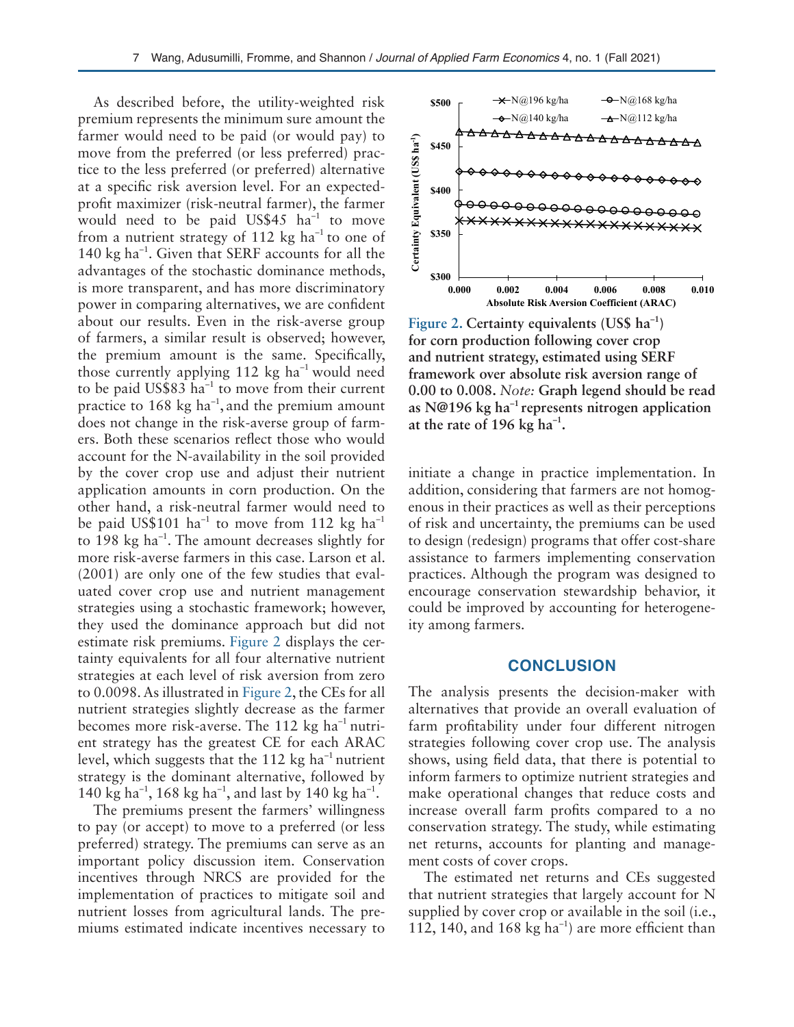As described before, the utility-weighted risk premium represents the minimum sure amount the farmer would need to be paid (or would pay) to move from the preferred (or less preferred) practice to the less preferred (or preferred) alternative at a specific risk aversion level. For an expected-profit maximizer (risk-neutral farmer), the farmer would need to be paid US$45 ha$^{-1}$ to move from a nutrient strategy of 112 kg ha$^{-1}$ to one of 140 kg ha$^{-1}$. Given that SERF accounts for all the advantages of the stochastic dominance methods, is more transparent, and has more discriminatory power in comparing alternatives, we are confident about our results. Even in the risk-averse group of farmers, a similar result is observed; however, the premium amount is the same. Specifically, those currently applying 112 kg ha$^{-1}$ would need to be paid US$83 ha$^{-1}$ to move from their current practice to 168 kg ha$^{-1}$, and the premium amount does not change in the risk-averse group of farmers. Both these scenarios reflect those who would account for the N-availability in the soil provided by the cover crop use and adjust their nutrient application amounts in corn production. On the other hand, a risk-neutral farmer would need to be paid US$101 ha$^{-1}$ to move from 112 kg ha$^{-1}$ to 198 kg ha$^{-1}$. The amount decreases slightly for more risk-averse farmers in this case. Larson et al. (2001) are only one of the few studies that evaluated cover crop use and nutrient management strategies using a stochastic framework; however, they used the dominance approach but did not estimate risk premiums. Figure 2 displays the certainty equivalents for all four alternative nutrient strategies at each level of risk aversion from zero to 0.0098. As illustrated in Figure 2, the CEs for all nutrient strategies slightly decrease as the farmer becomes more risk-averse. The 112 kg ha$^{-1}$ nutrient strategy has the greatest CE for each ARAC level, which suggests that the 112 kg ha$^{-1}$ nutrient strategy is the dominant alternative, followed by 140 kg ha$^{-1}$, 168 kg ha$^{-1}$, and last by 140 kg ha$^{-1}$.

The premiums present the farmers' willingness to pay (or accept) to move to a preferred (or less preferred) strategy. The premiums can serve as an important policy discussion item. Conservation incentives through NRCS are provided for the implementation of practices to mitigate soil and nutrient losses from agricultural lands. The premiums estimated indicate incentives necessary to initiate a change in practice implementation. In addition, considering that farmers are not homogenous in their practices as well as their perceptions of risk and uncertainty, the premiums can be used to design (redesign) programs that offer cost-share assistance to farmers implementing conservation practices. Although the program was designed to encourage conservation stewardship behavior, it could be improved by accounting for heterogeneity among farmers.

**Figure 2. Certainty equivalents (US$ ha$^{-1}$) for corn production following cover crop and nutrient strategy, estimated using SERF framework over absolute risk aversion range of 0.00 to 0.008.** *Note:* **Graph legend should be read as N@196 kg ha$^{-1}$ represents nitrogen application at the rate of 196 kg ha$^{-1}$.**

## CONCLUSION

The analysis presents the decision-maker with alternatives that provide an overall evaluation of farm profitability under four different nitrogen strategies following cover crop use. The analysis shows, using field data, that there is potential to inform farmers to optimize nutrient strategies and make operational changes that reduce costs and increase overall farm profits compared to a no conservation strategy. The study, while estimating net returns, accounts for planting and management costs of cover crops.

The estimated net returns and CEs suggested that nutrient strategies that largely account for N supplied by cover crop or available in the soil (i.e., 112, 140, and 168 kg ha$^{-1}$) are more efficient than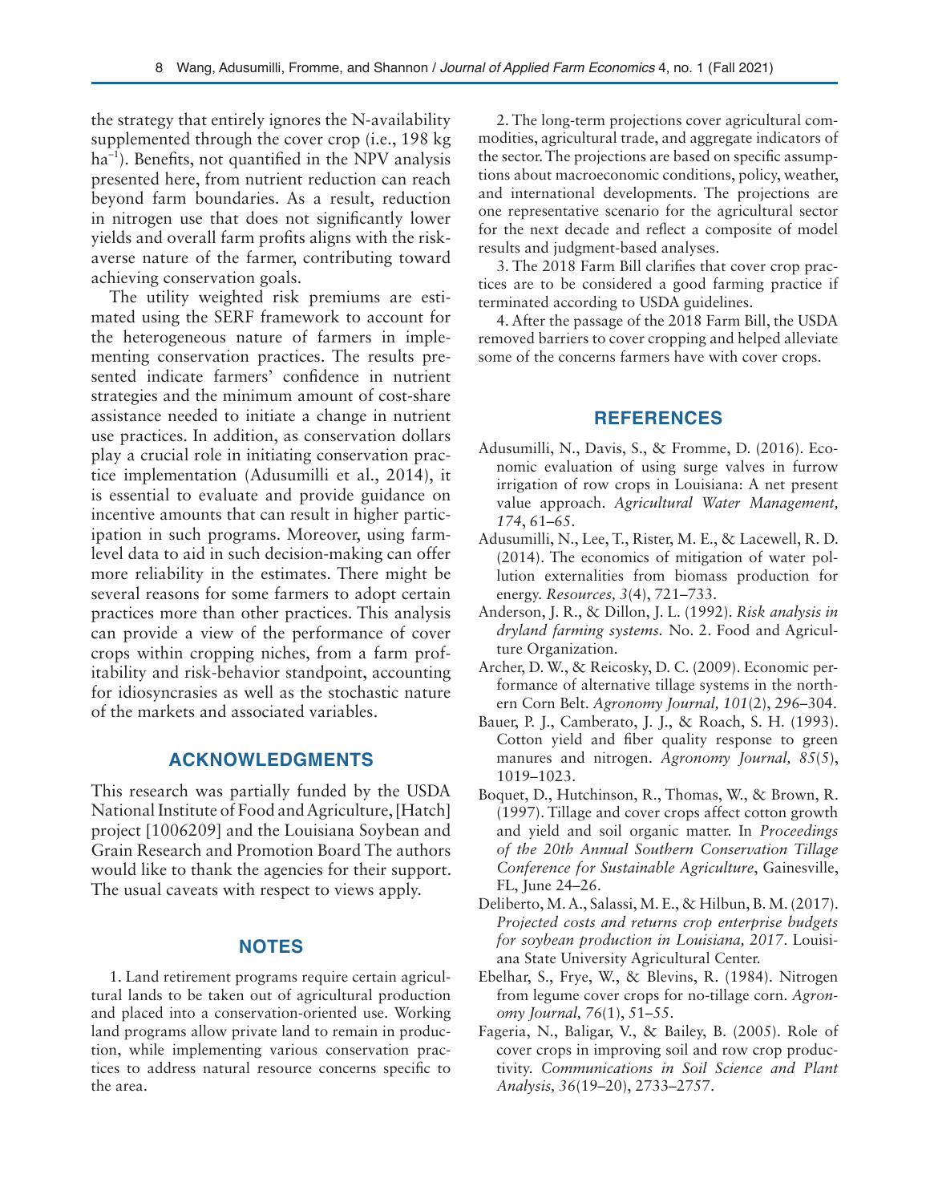the strategy that entirely ignores the N-availability supplemented through the cover crop (i.e., 198 kg ha$^{-1}$). Benefits, not quantified in the NPV analysis presented here, from nutrient reduction can reach beyond farm boundaries. As a result, reduction in nitrogen use that does not significantly lower yields and overall farm profits aligns with the risk-averse nature of the farmer, contributing toward achieving conservation goals.

The utility weighted risk premiums are estimated using the SERF framework to account for the heterogeneous nature of farmers in implementing conservation practices. The results presented indicate farmers' confidence in nutrient strategies and the minimum amount of cost-share assistance needed to initiate a change in nutrient use practices. In addition, as conservation dollars play a crucial role in initiating conservation practice implementation (Adusumilli et al., 2014), it is essential to evaluate and provide guidance on incentive amounts that can result in higher participation in such programs. Moreover, using farm-level data to aid in such decision-making can offer more reliability in the estimates. There might be several reasons for some farmers to adopt certain practices more than other practices. This analysis can provide a view of the performance of cover crops within cropping niches, from a farm profitability and risk-behavior standpoint, accounting for idiosyncrasies as well as the stochastic nature of the markets and associated variables.

## ACKNOWLEDGMENTS

This research was partially funded by the USDA National Institute of Food and Agriculture, [Hatch] project [1006209] and the Louisiana Soybean and Grain Research and Promotion Board The authors would like to thank the agencies for their support. The usual caveats with respect to views apply.

## NOTES

1. Land retirement programs require certain agricultural lands to be taken out of agricultural production and placed into a conservation-oriented use. Working land programs allow private land to remain in production, while implementing various conservation practices to address natural resource concerns specific to the area.

2. The long-term projections cover agricultural commodities, agricultural trade, and aggregate indicators of the sector. The projections are based on specific assumptions about macroeconomic conditions, policy, weather, and international developments. The projections are one representative scenario for the agricultural sector for the next decade and reflect a composite of model results and judgment-based analyses.

3. The 2018 Farm Bill clarifies that cover crop practices are to be considered a good farming practice if terminated according to USDA guidelines.

4. After the passage of the 2018 Farm Bill, the USDA removed barriers to cover cropping and helped alleviate some of the concerns farmers have with cover crops.

## REFERENCES

Adusumilli, N., Davis, S., & Fromme, D. (2016). Economic evaluation of using surge valves in furrow irrigation of row crops in Louisiana: A net present value approach. *Agricultural Water Management, 174*, 61–65.

Adusumilli, N., Lee, T., Rister, M. E., & Lacewell, R. D. (2014). The economics of mitigation of water pollution externalities from biomass production for energy. *Resources, 3*(4), 721–733.

Anderson, J. R., & Dillon, J. L. (1992). *Risk analysis in dryland farming systems.* No. 2. Food and Agriculture Organization.

Archer, D. W., & Reicosky, D. C. (2009). Economic performance of alternative tillage systems in the northern Corn Belt. *Agronomy Journal, 101*(2), 296–304.

Bauer, P. J., Camberato, J. J., & Roach, S. H. (1993). Cotton yield and fiber quality response to green manures and nitrogen. *Agronomy Journal, 85*(5), 1019–1023.

Boquet, D., Hutchinson, R., Thomas, W., & Brown, R. (1997). Tillage and cover crops affect cotton growth and yield and soil organic matter. In *Proceedings of the 20th Annual Southern Conservation Tillage Conference for Sustainable Agriculture*, Gainesville, FL, June 24–26.

Deliberto, M. A., Salassi, M. E., & Hilbun, B. M. (2017). *Projected costs and returns crop enterprise budgets for soybean production in Louisiana, 2017.* Louisiana State University Agricultural Center.

Ebelhar, S., Frye, W., & Blevins, R. (1984). Nitrogen from legume cover crops for no-tillage corn. *Agronomy Journal, 76*(1), 51–55.

Fageria, N., Baligar, V., & Bailey, B. (2005). Role of cover crops in improving soil and row crop productivity. *Communications in Soil Science and Plant Analysis, 36*(19–20), 2733–2757.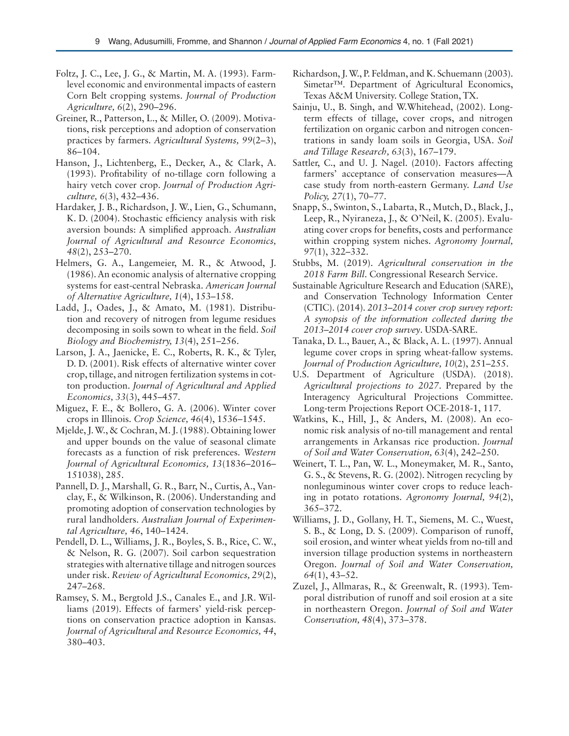Foltz, J. C., Lee, J. G., & Martin, M. A. (1993). Farm-level economic and environmental impacts of eastern Corn Belt cropping systems. *Journal of Production Agriculture, 6*(2), 290–296.

Greiner, R., Patterson, L., & Miller, O. (2009). Motivations, risk perceptions and adoption of conservation practices by farmers. *Agricultural Systems, 99*(2–3), 86–104.

Hanson, J., Lichtenberg, E., Decker, A., & Clark, A. (1993). Profitability of no-tillage corn following a hairy vetch cover crop. *Journal of Production Agriculture, 6*(3), 432–436.

Hardaker, J. B., Richardson, J. W., Lien, G., Schumann, K. D. (2004). Stochastic efficiency analysis with risk aversion bounds: A simplified approach. *Australian Journal of Agricultural and Resource Economics, 48*(2), 253–270.

Helmers, G. A., Langemeier, M. R., & Atwood, J. (1986). An economic analysis of alternative cropping systems for east-central Nebraska. *American Journal of Alternative Agriculture, 1*(4), 153–158.

Ladd, J., Oades, J., & Amato, M. (1981). Distribution and recovery of nitrogen from legume residues decomposing in soils sown to wheat in the field. *Soil Biology and Biochemistry, 13*(4), 251–256.

Larson, J. A., Jaenicke, E. C., Roberts, R. K., & Tyler, D. D. (2001). Risk effects of alternative winter cover crop, tillage, and nitrogen fertilization systems in cotton production. *Journal of Agricultural and Applied Economics, 33*(3), 445–457.

Miguez, F. E., & Bollero, G. A. (2006). Winter cover crops in Illinois. *Crop Science, 46*(4), 1536–1545.

Mjelde, J. W., & Cochran, M. J. (1988). Obtaining lower and upper bounds on the value of seasonal climate forecasts as a function of risk preferences. *Western Journal of Agricultural Economics, 13*(1836–2016–151038), 285.

Pannell, D. J., Marshall, G. R., Barr, N., Curtis, A., Vanclay, F., & Wilkinson, R. (2006). Understanding and promoting adoption of conservation technologies by rural landholders. *Australian Journal of Experimental Agriculture, 46*, 140–1424.

Pendell, D. L., Williams, J. R., Boyles, S. B., Rice, C. W., & Nelson, R. G. (2007). Soil carbon sequestration strategies with alternative tillage and nitrogen sources under risk. *Review of Agricultural Economics, 29*(2), 247–268.

Ramsey, S. M., Bergtold J.S., Canales E., and J.R. Williams (2019). Effects of farmers' yield-risk perceptions on conservation practice adoption in Kansas. *Journal of Agricultural and Resource Economics, 44*, 380–403.

Richardson, J. W., P. Feldman, and K. Schuemann (2003). Simetar™. Department of Agricultural Economics, Texas A&M University. College Station, TX.

Sainju, U., B. Singh, and W.Whitehead, (2002). Long-term effects of tillage, cover crops, and nitrogen fertilization on organic carbon and nitrogen concentrations in sandy loam soils in Georgia, USA. *Soil and Tillage Research, 63*(3), 167–179.

Sattler, C., and U. J. Nagel. (2010). Factors affecting farmers' acceptance of conservation measures—A case study from north-eastern Germany. *Land Use Policy, 27*(1), 70–77.

Snapp, S., Swinton, S., Labarta, R., Mutch, D., Black, J., Leep, R., Nyiraneza, J., & O'Neil, K. (2005). Evaluating cover crops for benefits, costs and performance within cropping system niches. *Agronomy Journal, 97*(1), 322–332.

Stubbs, M. (2019). *Agricultural conservation in the 2018 Farm Bill*. Congressional Research Service.

Sustainable Agriculture Research and Education (SARE), and Conservation Technology Information Center (CTIC). (2014). *2013–2014 cover crop survey report: A synopsis of the information collected during the 2013–2014 cover crop survey*. USDA-SARE.

Tanaka, D. L., Bauer, A., & Black, A. L. (1997). Annual legume cover crops in spring wheat-fallow systems. *Journal of Production Agriculture, 10*(2), 251–255.

U.S. Department of Agriculture (USDA). (2018). *Agricultural projections to 2027*. Prepared by the Interagency Agricultural Projections Committee. Long-term Projections Report OCE-2018-1, 117.

Watkins, K., Hill, J., & Anders, M. (2008). An economic risk analysis of no-till management and rental arrangements in Arkansas rice production. *Journal of Soil and Water Conservation, 63*(4), 242–250.

Weinert, T. L., Pan, W. L., Moneymaker, M. R., Santo, G. S., & Stevens, R. G. (2002). Nitrogen recycling by nonleguminous winter cover crops to reduce leaching in potato rotations. *Agronomy Journal, 94*(2), 365–372.

Williams, J. D., Gollany, H. T., Siemens, M. C., Wuest, S. B., & Long, D. S. (2009). Comparison of runoff, soil erosion, and winter wheat yields from no-till and inversion tillage production systems in northeastern Oregon. *Journal of Soil and Water Conservation, 64*(1), 43–52.

Zuzel, J., Allmaras, R., & Greenwalt, R. (1993). Temporal distribution of runoff and soil erosion at a site in northeastern Oregon. *Journal of Soil and Water Conservation, 48*(4), 373–378.